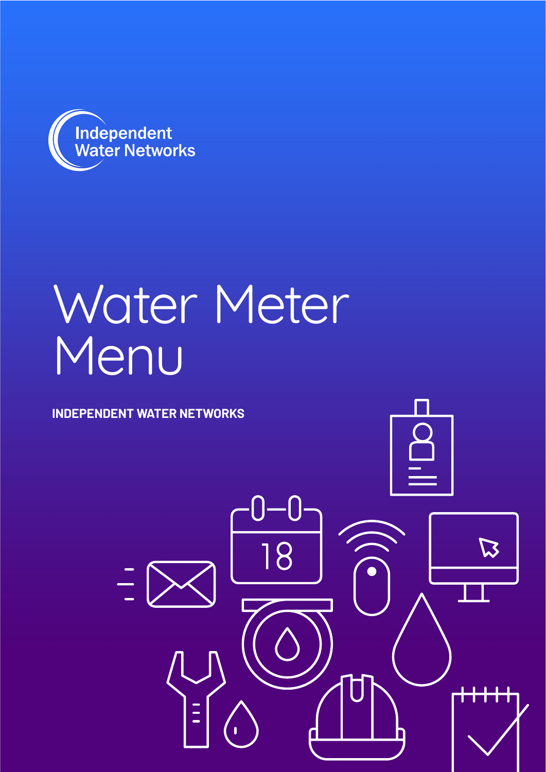Independent Water Networks

# Water Meter Menu

**INDEPENDENT WATER NETWORKS**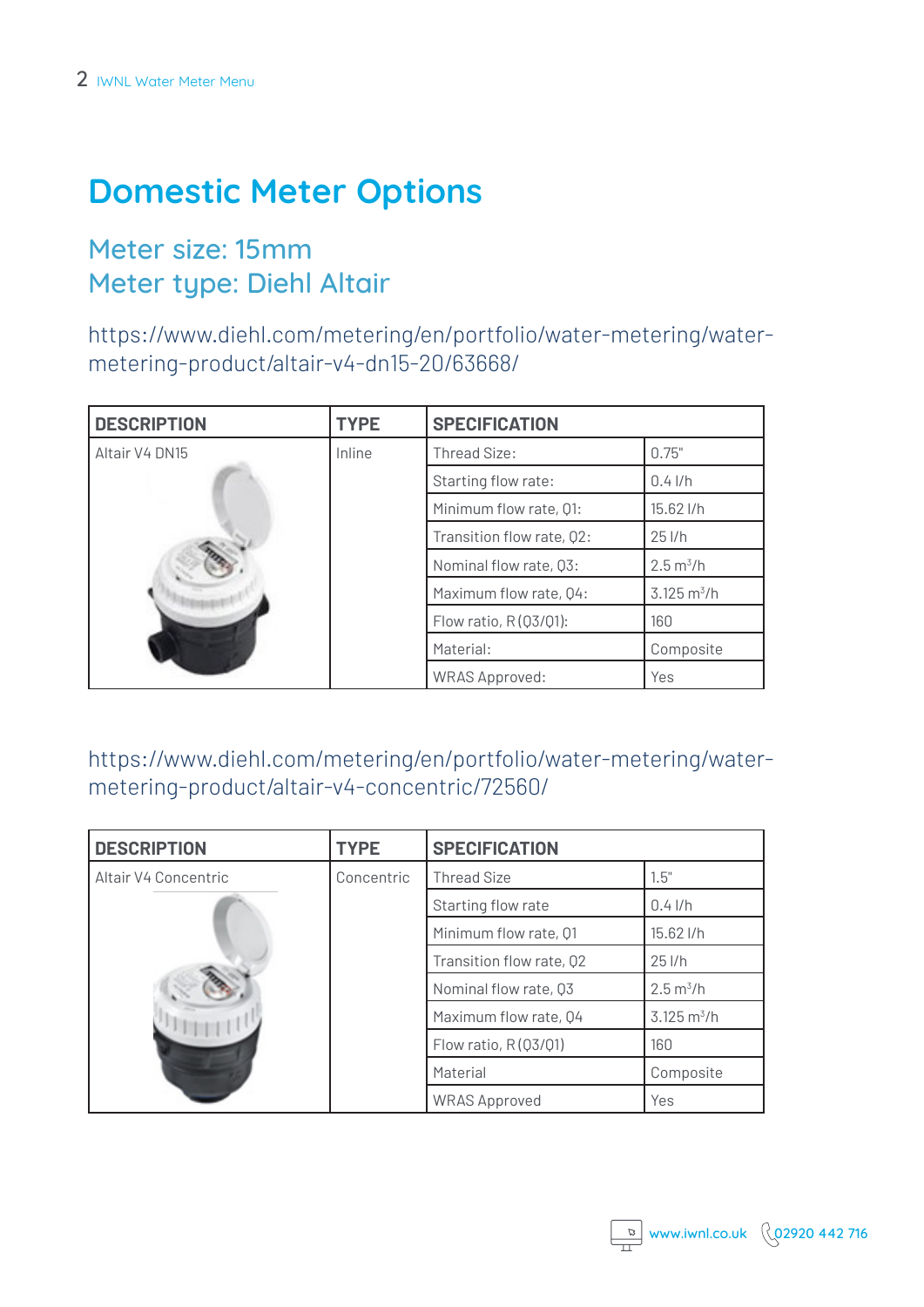# Domestic Meter Options

## Meter size: 15mm
## Meter type: Diehl Altair

https://www.diehl.com/metering/en/portfolio/water-metering/water-metering-product/altair-v4-dn15-20/63668/

| DESCRIPTION | TYPE | SPECIFICATION | |
|---|---|---|---|
| Altair V4 DN15 | Inline | Thread Size: | 0.75" |
| | | Starting flow rate: | 0.4 l/h |
| | | Minimum flow rate, Q1: | 15.62 l/h |
| | | Transition flow rate, Q2: | 25 l/h |
| | | Nominal flow rate, Q3: | 2.5 $m^3$/h |
| | | Maximum flow rate, Q4: | 3.125 $m^3$/h |
| | | Flow ratio, R (Q3/Q1): | 160 |
| | | Material: | Composite |
| | | WRAS Approved: | Yes |

https://www.diehl.com/metering/en/portfolio/water-metering/water-metering-product/altair-v4-concentric/72560/

| DESCRIPTION | TYPE | SPECIFICATION | |
|---|---|---|---|
| Altair V4 Concentric | Concentric | Thread Size | 1.5" |
| | | Starting flow rate | 0.4 l/h |
| | | Minimum flow rate, Q1 | 15.62 l/h |
| | | Transition flow rate, Q2 | 25 l/h |
| | | Nominal flow rate, Q3 | 2.5 $m^3$/h |
| | | Maximum flow rate, Q4 | 3.125 $m^3$/h |
| | | Flow ratio, R (Q3/Q1) | 160 |
| | | Material | Composite |
| | | WRAS Approved | Yes |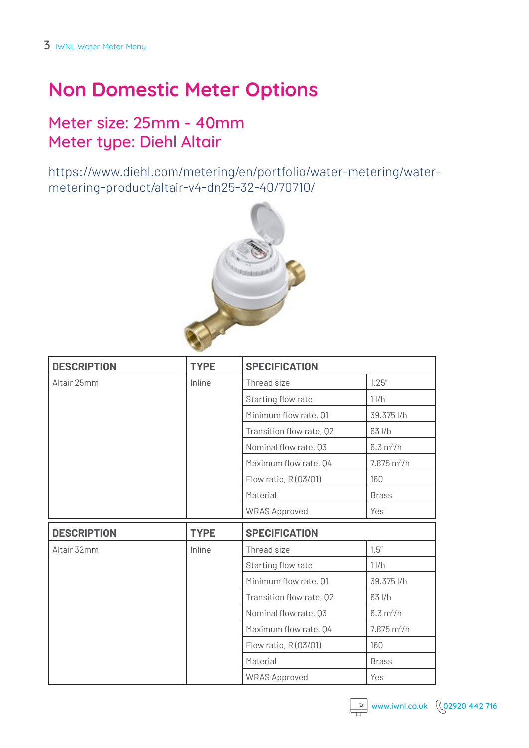# Non Domestic Meter Options

## Meter size: 25mm - 40mm
## Meter type: Diehl Altair

https://www.diehl.com/metering/en/portfolio/water-metering/water-metering-product/altair-v4-dn25-32-40/70710/

| DESCRIPTION | TYPE | SPECIFICATION | |
|---|---|---|---|
| Altair 25mm | Inline | Thread size | 1.25" |
| | | Starting flow rate | 1 l/h |
| | | Minimum flow rate, Q1 | 39.375 l/h |
| | | Transition flow rate, Q2 | 63 l/h |
| | | Nominal flow rate, Q3 | 6.3 $m^3$/h |
| | | Maximum flow rate, Q4 | 7.875 $m^3$/h |
| | | Flow ratio, R (Q3/Q1) | 160 |
| | | Material | Brass |
| | | WRAS Approved | Yes |

| DESCRIPTION | TYPE | SPECIFICATION | |
|---|---|---|---|
| Altair 32mm | Inline | Thread size | 1.5" |
| | | Starting flow rate | 1 l/h |
| | | Minimum flow rate, Q1 | 39.375 l/h |
| | | Transition flow rate, Q2 | 63 l/h |
| | | Nominal flow rate, Q3 | 6.3 $m^3$/h |
| | | Maximum flow rate, Q4 | 7.875 $m^3$/h |
| | | Flow ratio, R (Q3/Q1) | 160 |
| | | Material | Brass |
| | | WRAS Approved | Yes |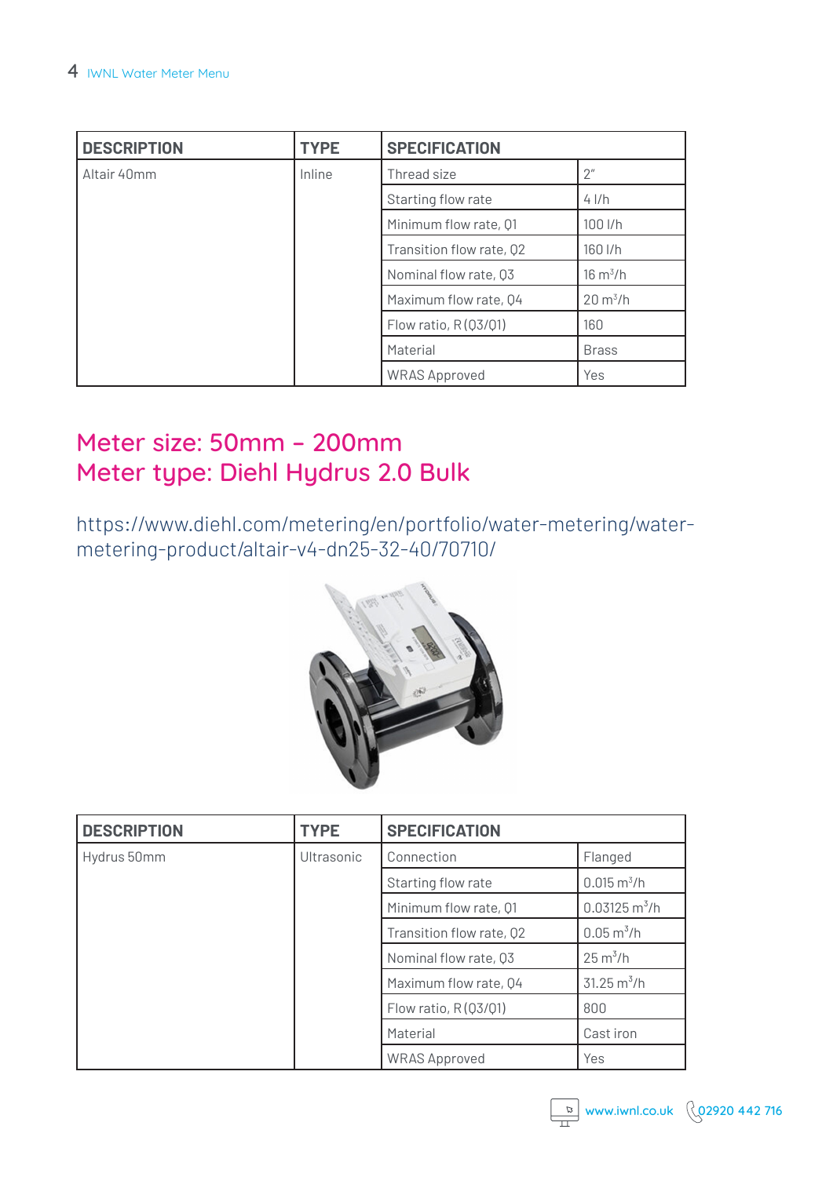| DESCRIPTION | TYPE | SPECIFICATION | |
|---|---|---|---|
| Altair 40mm | Inline | Thread size | 2” |
| | | Starting flow rate | 4 l/h |
| | | Minimum flow rate, Q1 | 100 l/h |
| | | Transition flow rate, Q2 | 160 l/h |
| | | Nominal flow rate, Q3 | 16 $m^3$/h |
| | | Maximum flow rate, Q4 | 20 $m^3$/h |
| | | Flow ratio, R (Q3/Q1) | 160 |
| | | Material | Brass |
| | | WRAS Approved | Yes |

## Meter size: 50mm – 200mm
## Meter type: Diehl Hydrus 2.0 Bulk

https://www.diehl.com/metering/en/portfolio/water-metering/water-metering-product/altair-v4-dn25-32-40/70710/

| DESCRIPTION | TYPE | SPECIFICATION | |
|---|---|---|---|
| Hydrus 50mm | Ultrasonic | Connection | Flanged |
| | | Starting flow rate | 0.015 $m^3$/h |
| | | Minimum flow rate, Q1 | 0.03125 $m^3$/h |
| | | Transition flow rate, Q2 | 0.05 $m^3$/h |
| | | Nominal flow rate, Q3 | 25 $m^3$/h |
| | | Maximum flow rate, Q4 | 31.25 $m^3$/h |
| | | Flow ratio, R (Q3/Q1) | 800 |
| | | Material | Cast iron |
| | | WRAS Approved | Yes |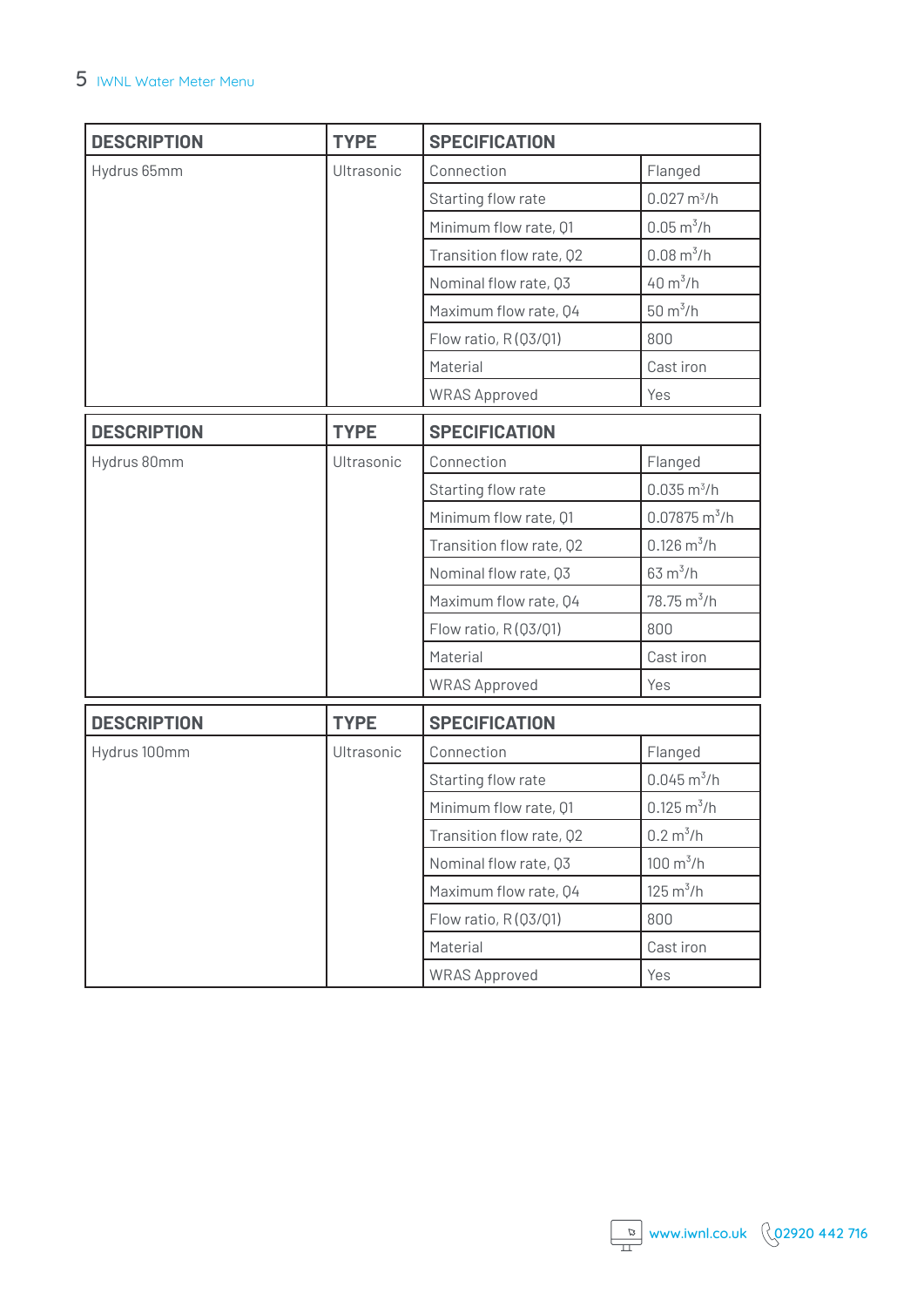| DESCRIPTION | TYPE | SPECIFICATION | |
|---|---|---|---|
| Hydrus 65mm | Ultrasonic | Connection | Flanged |
| | | Starting flow rate | 0.027 $m^3/h$ |
| | | Minimum flow rate, Q1 | 0.05 $m^3/h$ |
| | | Transition flow rate, Q2 | 0.08 $m^3/h$ |
| | | Nominal flow rate, Q3 | 40 $m^3/h$ |
| | | Maximum flow rate, Q4 | 50 $m^3/h$ |
| | | Flow ratio, R (Q3/Q1) | 800 |
| | | Material | Cast iron |
| | | WRAS Approved | Yes |

| DESCRIPTION | TYPE | SPECIFICATION | |
|---|---|---|---|
| Hydrus 80mm | Ultrasonic | Connection | Flanged |
| | | Starting flow rate | 0.035 $m^3/h$ |
| | | Minimum flow rate, Q1 | 0.07875 $m^3/h$ |
| | | Transition flow rate, Q2 | 0.126 $m^3/h$ |
| | | Nominal flow rate, Q3 | 63 $m^3/h$ |
| | | Maximum flow rate, Q4 | 78.75 $m^3/h$ |
| | | Flow ratio, R (Q3/Q1) | 800 |
| | | Material | Cast iron |
| | | WRAS Approved | Yes |

| DESCRIPTION | TYPE | SPECIFICATION | |
|---|---|---|---|
| Hydrus 100mm | Ultrasonic | Connection | Flanged |
| | | Starting flow rate | 0.045 $m^3/h$ |
| | | Minimum flow rate, Q1 | 0.125 $m^3/h$ |
| | | Transition flow rate, Q2 | 0.2 $m^3/h$ |
| | | Nominal flow rate, Q3 | 100 $m^3/h$ |
| | | Maximum flow rate, Q4 | 125 $m^3/h$ |
| | | Flow ratio, R (Q3/Q1) | 800 |
| | | Material | Cast iron |
| | | WRAS Approved | Yes |

www.iwnl.co.uk 02920 442 716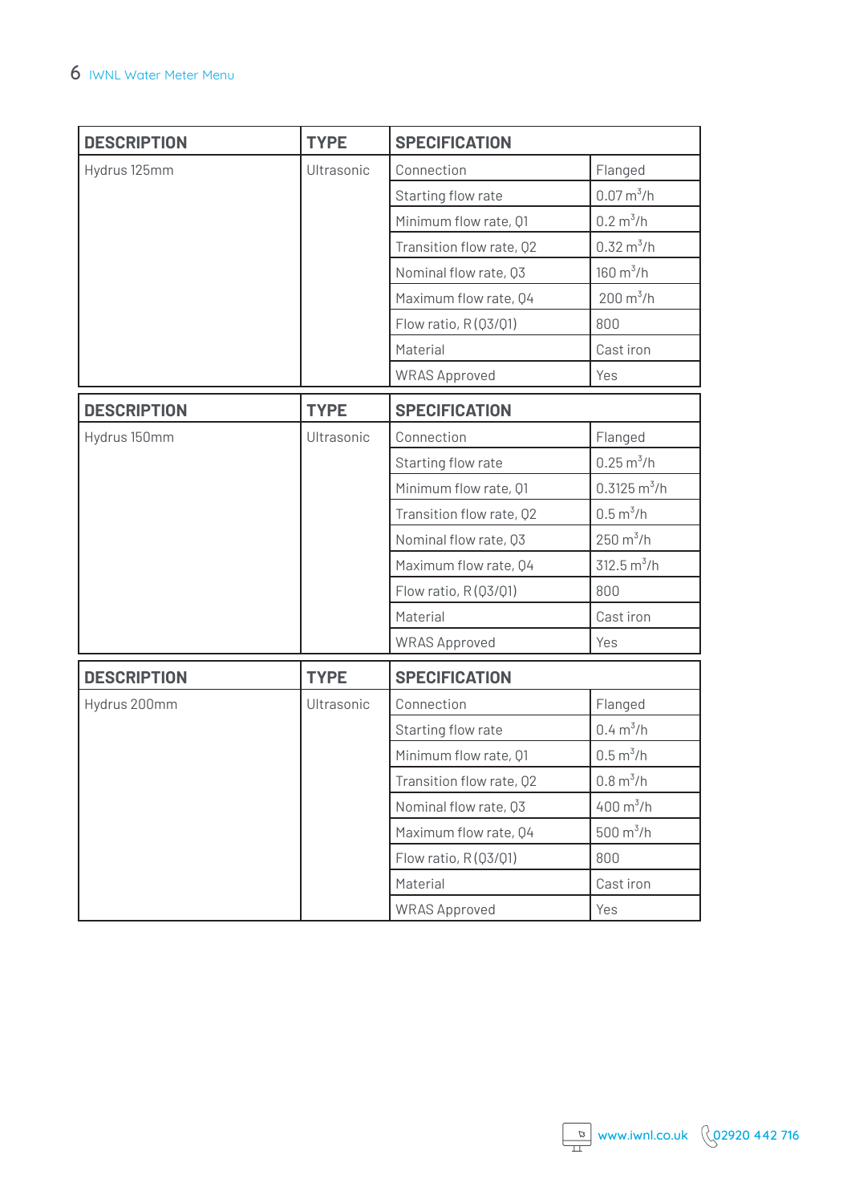| DESCRIPTION | TYPE | SPECIFICATION | |
|---|---|---|---|
| Hydrus 125mm | Ultrasonic | Connection | Flanged |
| | | Starting flow rate | 0.07 $m^3$/h |
| | | Minimum flow rate, Q1 | 0.2 $m^3$/h |
| | | Transition flow rate, Q2 | 0.32 $m^3$/h |
| | | Nominal flow rate, Q3 | 160 $m^3$/h |
| | | Maximum flow rate, Q4 | 200 $m^3$/h |
| | | Flow ratio, R (Q3/Q1) | 800 |
| | | Material | Cast iron |
| | | WRAS Approved | Yes |

| DESCRIPTION | TYPE | SPECIFICATION | |
|---|---|---|---|
| Hydrus 150mm | Ultrasonic | Connection | Flanged |
| | | Starting flow rate | 0.25 $m^3$/h |
| | | Minimum flow rate, Q1 | 0.3125 $m^3$/h |
| | | Transition flow rate, Q2 | 0.5 $m^3$/h |
| | | Nominal flow rate, Q3 | 250 $m^3$/h |
| | | Maximum flow rate, Q4 | 312.5 $m^3$/h |
| | | Flow ratio, R (Q3/Q1) | 800 |
| | | Material | Cast iron |
| | | WRAS Approved | Yes |

| DESCRIPTION | TYPE | SPECIFICATION | |
|---|---|---|---|
| Hydrus 200mm | Ultrasonic | Connection | Flanged |
| | | Starting flow rate | 0.4 $m^3$/h |
| | | Minimum flow rate, Q1 | 0.5 $m^3$/h |
| | | Transition flow rate, Q2 | 0.8 $m^3$/h |
| | | Nominal flow rate, Q3 | 400 $m^3$/h |
| | | Maximum flow rate, Q4 | 500 $m^3$/h |
| | | Flow ratio, R (Q3/Q1) | 800 |
| | | Material | Cast iron |
| | | WRAS Approved | Yes |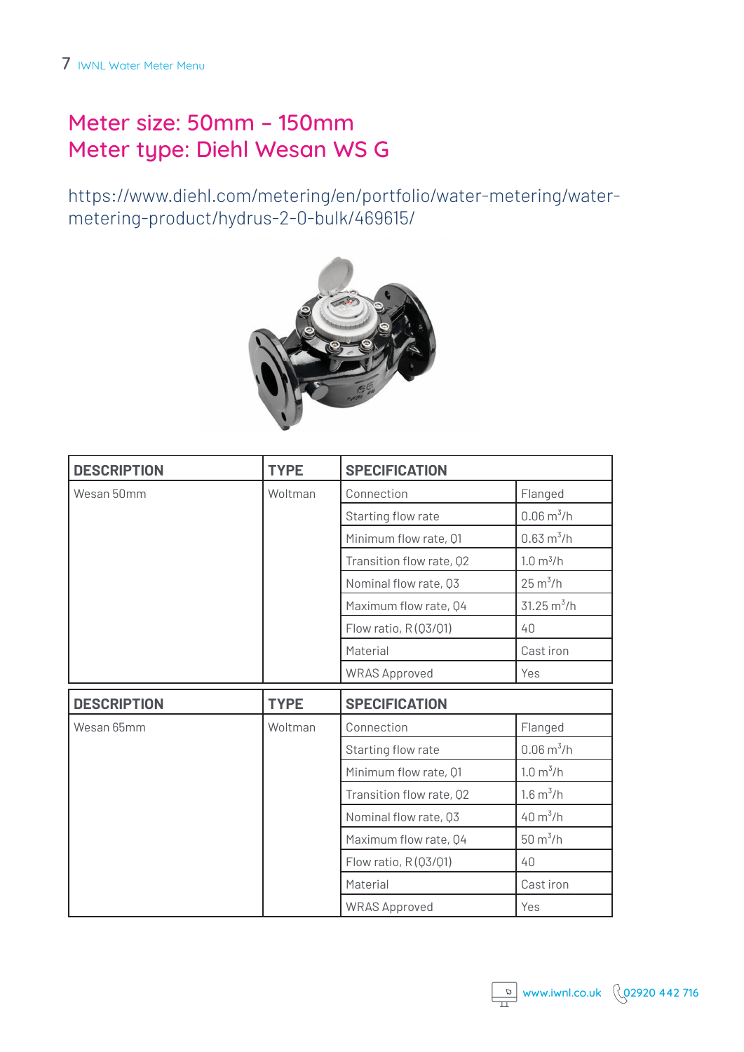# Meter size: 50mm – 150mm
# Meter type: Diehl Wesan WS G

https://www.diehl.com/metering/en/portfolio/water-metering/water-metering-product/hydrus-2-0-bulk/469615/

| DESCRIPTION | TYPE | SPECIFICATION | |
|---|---|---|---|
| Wesan 50mm | Woltman | Connection | Flanged |
| | | Starting flow rate | 0.06 $m^3/h$ |
| | | Minimum flow rate, Q1 | 0.63 $m^3/h$ |
| | | Transition flow rate, Q2 | 1.0 $m^3/h$ |
| | | Nominal flow rate, Q3 | 25 $m^3/h$ |
| | | Maximum flow rate, Q4 | 31.25 $m^3/h$ |
| | | Flow ratio, R (Q3/Q1) | 40 |
| | | Material | Cast iron |
| | | WRAS Approved | Yes |

| DESCRIPTION | TYPE | SPECIFICATION | |
|---|---|---|---|
| Wesan 65mm | Woltman | Connection | Flanged |
| | | Starting flow rate | 0.06 $m^3/h$ |
| | | Minimum flow rate, Q1 | 1.0 $m^3/h$ |
| | | Transition flow rate, Q2 | 1.6 $m^3/h$ |
| | | Nominal flow rate, Q3 | 40 $m^3/h$ |
| | | Maximum flow rate, Q4 | 50 $m^3/h$ |
| | | Flow ratio, R (Q3/Q1) | 40 |
| | | Material | Cast iron |
| | | WRAS Approved | Yes |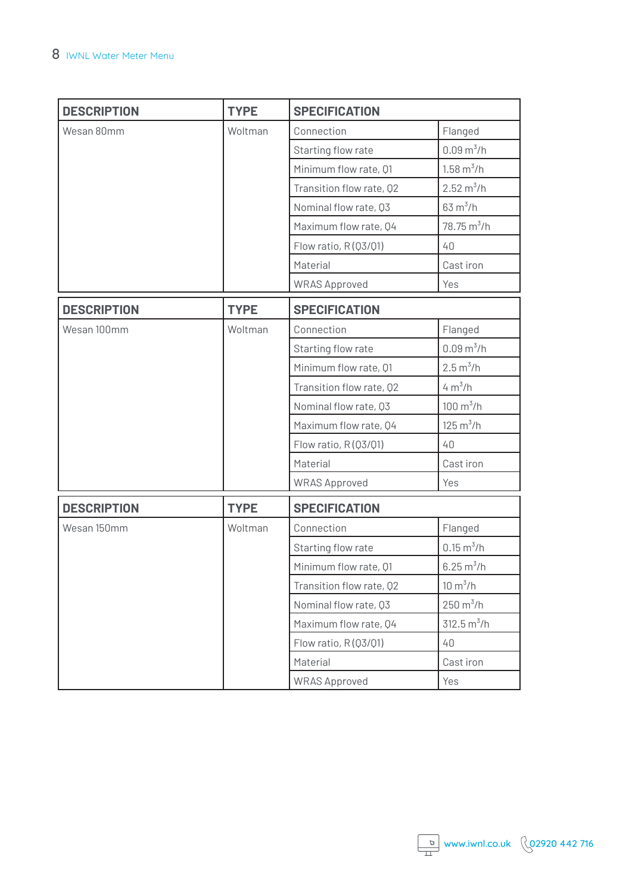| DESCRIPTION | TYPE | SPECIFICATION | |
|---|---|---|---|
| Wesan 80mm | Woltman | Connection | Flanged |
| | | Starting flow rate | 0.09 $m^3$/h |
| | | Minimum flow rate, Q1 | 1.58 $m^3$/h |
| | | Transition flow rate, Q2 | 2.52 $m^3$/h |
| | | Nominal flow rate, Q3 | 63 $m^3$/h |
| | | Maximum flow rate, Q4 | 78.75 $m^3$/h |
| | | Flow ratio, R (Q3/Q1) | 40 |
| | | Material | Cast iron |
| | | WRAS Approved | Yes |

| DESCRIPTION | TYPE | SPECIFICATION | |
|---|---|---|---|
| Wesan 100mm | Woltman | Connection | Flanged |
| | | Starting flow rate | 0.09 $m^3$/h |
| | | Minimum flow rate, Q1 | 2.5 $m^3$/h |
| | | Transition flow rate, Q2 | 4 $m^3$/h |
| | | Nominal flow rate, Q3 | 100 $m^3$/h |
| | | Maximum flow rate, Q4 | 125 $m^3$/h |
| | | Flow ratio, R (Q3/Q1) | 40 |
| | | Material | Cast iron |
| | | WRAS Approved | Yes |

| DESCRIPTION | TYPE | SPECIFICATION | |
|---|---|---|---|
| Wesan 150mm | Woltman | Connection | Flanged |
| | | Starting flow rate | 0.15 $m^3$/h |
| | | Minimum flow rate, Q1 | 6.25 $m^3$/h |
| | | Transition flow rate, Q2 | 10 $m^3$/h |
| | | Nominal flow rate, Q3 | 250 $m^3$/h |
| | | Maximum flow rate, Q4 | 312.5 $m^3$/h |
| | | Flow ratio, R (Q3/Q1) | 40 |
| | | Material | Cast iron |
| | | WRAS Approved | Yes |

www.iwnl.co.uk 02920 442 716